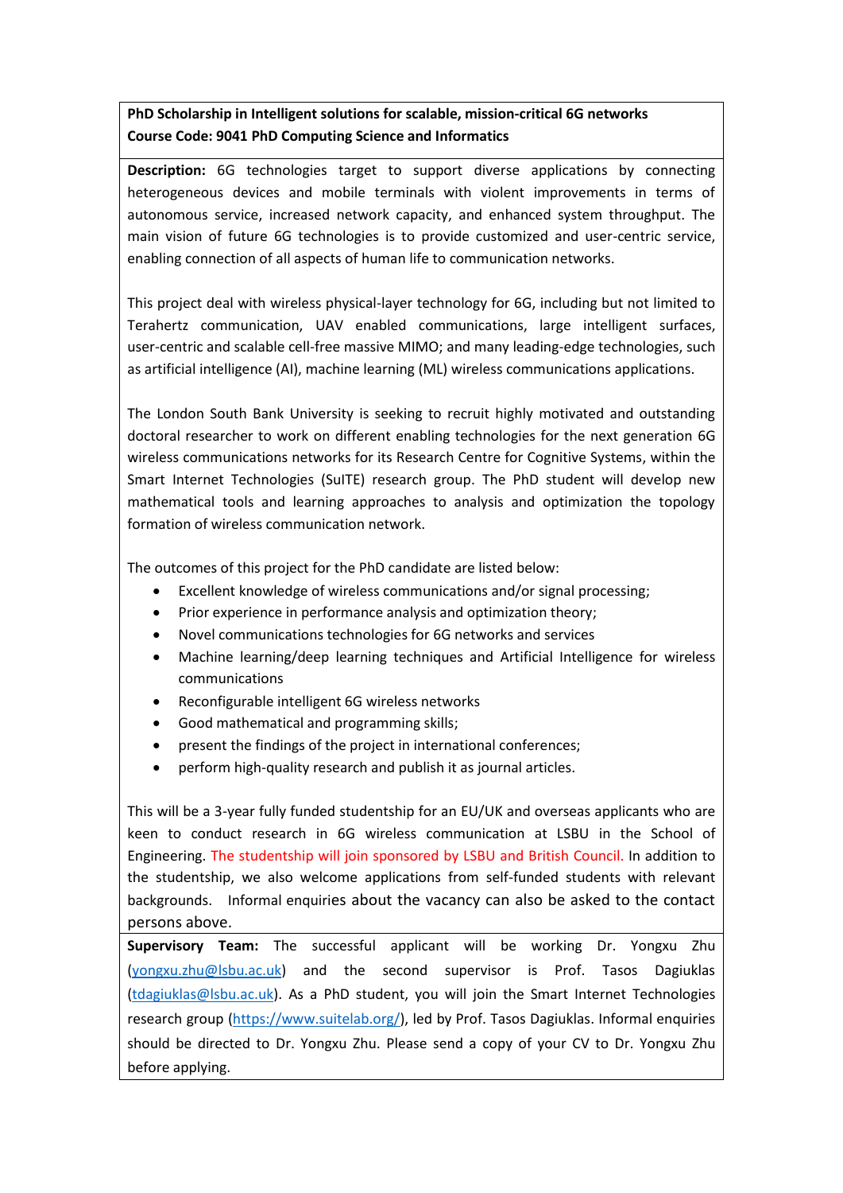**PhD Scholarship in Intelligent solutions for scalable, mission-critical 6G networks**
**Course Code: 9041 PhD Computing Science and Informatics**

**Description:** 6G technologies target to support diverse applications by connecting heterogeneous devices and mobile terminals with violent improvements in terms of autonomous service, increased network capacity, and enhanced system throughput. The main vision of future 6G technologies is to provide customized and user-centric service, enabling connection of all aspects of human life to communication networks.

This project deal with wireless physical-layer technology for 6G, including but not limited to Terahertz communication, UAV enabled communications, large intelligent surfaces, user-centric and scalable cell-free massive MIMO; and many leading-edge technologies, such as artificial intelligence (AI), machine learning (ML) wireless communications applications.

The London South Bank University is seeking to recruit highly motivated and outstanding doctoral researcher to work on different enabling technologies for the next generation 6G wireless communications networks for its Research Centre for Cognitive Systems, within the Smart Internet Technologies (SuITE) research group. The PhD student will develop new mathematical tools and learning approaches to analysis and optimization the topology formation of wireless communication network.

The outcomes of this project for the PhD candidate are listed below:

- Excellent knowledge of wireless communications and/or signal processing;
- Prior experience in performance analysis and optimization theory;
- Novel communications technologies for 6G networks and services
- Machine learning/deep learning techniques and Artificial Intelligence for wireless communications
- Reconfigurable intelligent 6G wireless networks
- Good mathematical and programming skills;
- present the findings of the project in international conferences;
- perform high-quality research and publish it as journal articles.

This will be a 3-year fully funded studentship for an EU/UK and overseas applicants who are keen to conduct research in 6G wireless communication at LSBU in the School of Engineering. The studentship will join sponsored by LSBU and British Council. In addition to the studentship, we also welcome applications from self-funded students with relevant backgrounds. Informal enquiries about the vacancy can also be asked to the contact persons above.

**Supervisory Team:** The successful applicant will be working Dr. Yongxu Zhu (yongxu.zhu@lsbu.ac.uk) and the second supervisor is Prof. Tasos Dagiuklas (tdagiuklas@lsbu.ac.uk). As a PhD student, you will join the Smart Internet Technologies research group (https://www.suitelab.org/), led by Prof. Tasos Dagiuklas. Informal enquiries should be directed to Dr. Yongxu Zhu. Please send a copy of your CV to Dr. Yongxu Zhu before applying.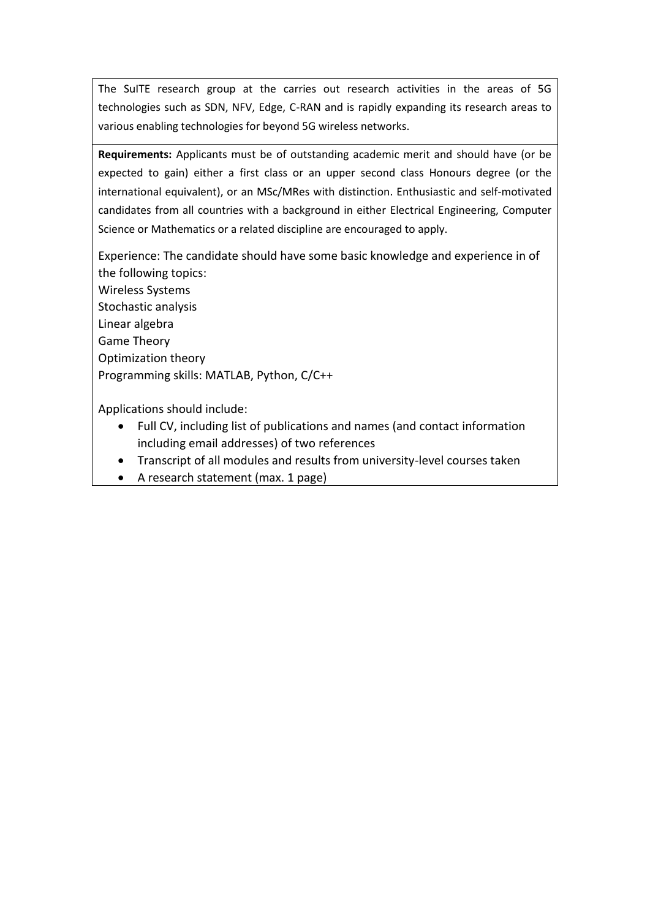The SuITE research group at the carries out research activities in the areas of 5G technologies such as SDN, NFV, Edge, C-RAN and is rapidly expanding its research areas to various enabling technologies for beyond 5G wireless networks.

**Requirements:** Applicants must be of outstanding academic merit and should have (or be expected to gain) either a first class or an upper second class Honours degree (or the international equivalent), or an MSc/MRes with distinction. Enthusiastic and self-motivated candidates from all countries with a background in either Electrical Engineering, Computer Science or Mathematics or a related discipline are encouraged to apply.

Experience: The candidate should have some basic knowledge and experience in of the following topics:

Wireless Systems

Stochastic analysis

Linear algebra

Game Theory

Optimization theory

Programming skills: MATLAB, Python, C/C++

Applications should include:

- Full CV, including list of publications and names (and contact information including email addresses) of two references
- Transcript of all modules and results from university-level courses taken
- A research statement (max. 1 page)